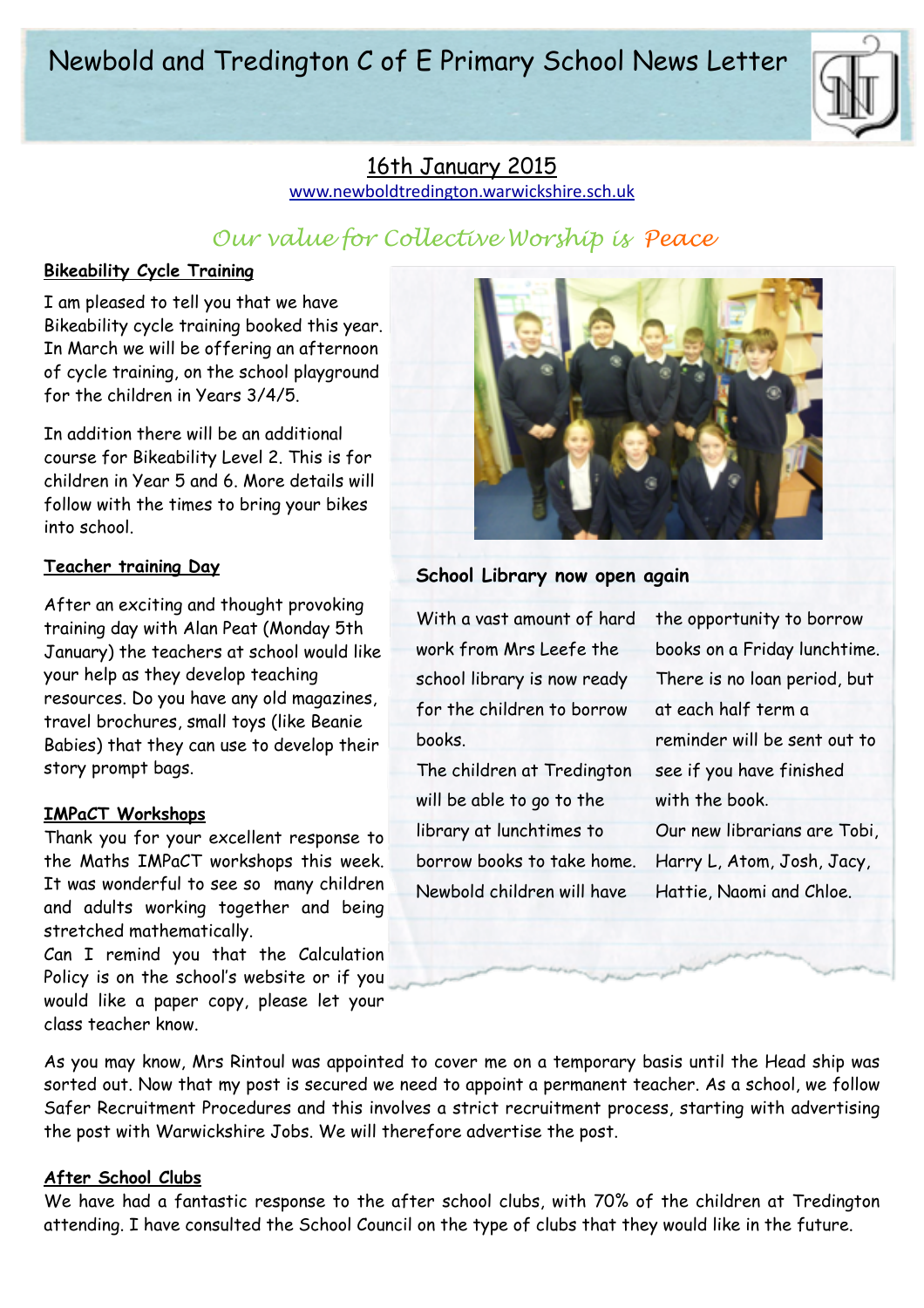# Newbold and Tredington C of E Primary School News Letter

## 16th January 2015

www.newboldtredington.warwickshire.sch.uk

*Our value for Collective Worship is Peace*

### Bikeability Cycle Training

I am pleased to tell you that we have Bikeability cycle training booked this year. In March we will be offering an afternoon of cycle training, on the school playground for the children in Years 3/4/5.

In addition there will be an additional course for Bikeability Level 2. This is for children in Year 5 and 6. More details will follow with the times to bring your bikes into school.

### Teacher training Day

After an exciting and thought provoking training day with Alan Peat (Monday 5th January) the teachers at school would like your help as they develop teaching resources. Do you have any old magazines, travel brochures, small toys (like Beanie Babies) that they can use to develop their story prompt bags.

### IMPaCT Workshops

Thank you for your excellent response to the Maths IMPaCT workshops this week. It was wonderful to see so many children and adults working together and being stretched mathematically.

Can I remind you that the Calculation Policy is on the school's website or if you would like a paper copy, please let your class teacher know.

### School Library now open again

With a vast amount of hard work from Mrs Leefe the school library is now ready for the children to borrow books.

The children at Tredington will be able to go to the library at lunchtimes to borrow books to take home. Newbold children will have the opportunity to borrow books on a Friday lunchtime. There is no loan period, but at each half term a reminder will be sent out to see if you have finished with the book.

Our new librarians are Tobi, Harry L, Atom, Josh, Jacy, Hattie, Naomi and Chloe.

As you may know, Mrs Rintoul was appointed to cover me on a temporary basis until the Head ship was sorted out. Now that my post is secured we need to appoint a permanent teacher. As a school, we follow Safer Recruitment Procedures and this involves a strict recruitment process, starting with advertising the post with Warwickshire Jobs. We will therefore advertise the post.

### After School Clubs

We have had a fantastic response to the after school clubs, with 70% of the children at Tredington attending. I have consulted the School Council on the type of clubs that they would like in the future.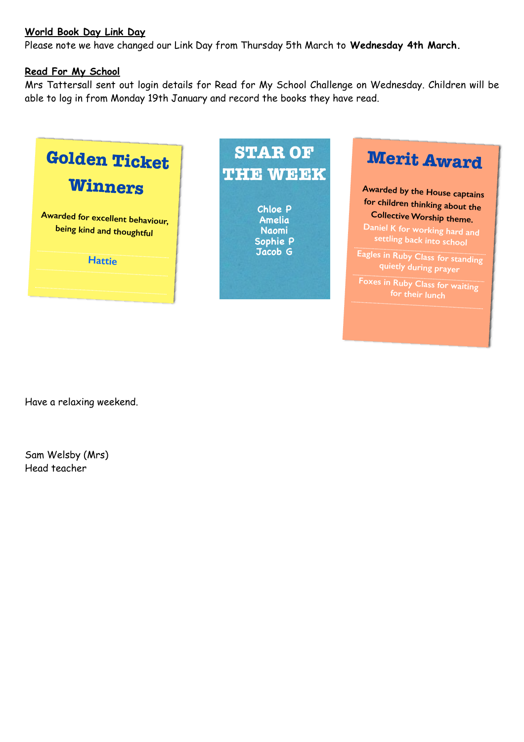**World Book Day Link Day**

Please note we have changed our Link Day from Thursday 5th March to **Wednesday 4th March.**

**Read For My School**

Mrs Tattersall sent out login details for Read for My School Challenge on Wednesday. Children will be able to log in from Monday 19th January and record the books they have read.

## Golden Ticket Winners

Awarded for excellent behaviour, being kind and thoughtful

Hattie

## STAR OF THE WEEK

Chloe P
Amelia
Naomi
Sophie P
Jacob G

## Merit Award

Awarded by the House captains for children thinking about the Collective Worship theme.

Daniel K for working hard and settling back into school

Eagles in Ruby Class for standing quietly during prayer

Foxes in Ruby Class for waiting for their lunch

Have a relaxing weekend.

Sam Welsby (Mrs)
Head teacher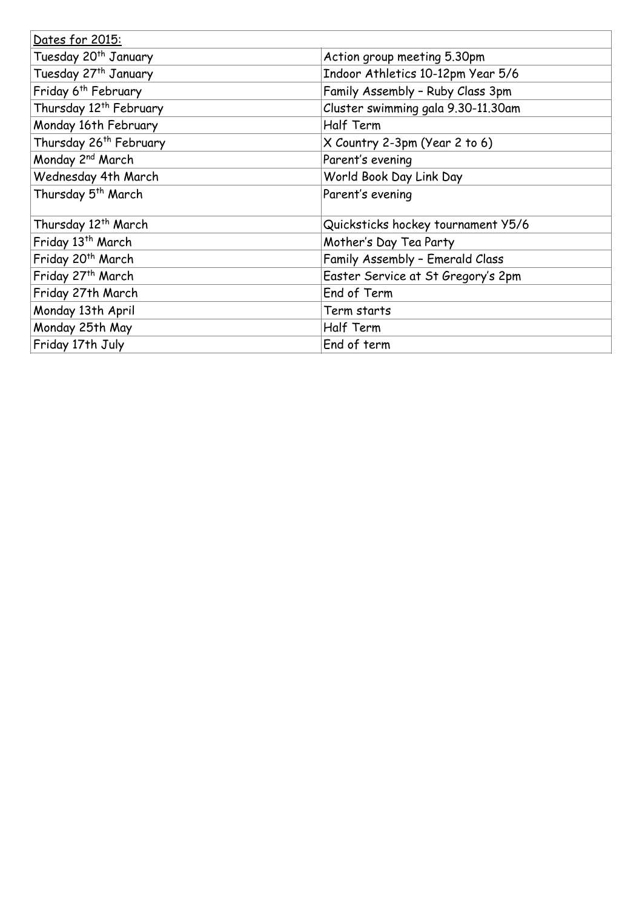| | |
|---|---|
| Dates for 2015: | |
| Tuesday 20th January | Action group meeting 5.30pm |
| Tuesday 27th January | Indoor Athletics 10-12pm Year 5/6 |
| Friday 6th February | Family Assembly – Ruby Class 3pm |
| Thursday 12th February | Cluster swimming gala 9.30-11.30am |
| Monday 16th February | Half Term |
| Thursday 26th February | X Country 2-3pm (Year 2 to 6) |
| Monday 2nd March | Parent's evening |
| Wednesday 4th March | World Book Day Link Day |
| Thursday 5th March | Parent's evening |
| Thursday 12th March | Quicksticks hockey tournament Y5/6 |
| Friday 13th March | Mother's Day Tea Party |
| Friday 20th March | Family Assembly – Emerald Class |
| Friday 27th March | Easter Service at St Gregory's 2pm |
| Friday 27th March | End of Term |
| Monday 13th April | Term starts |
| Monday 25th May | Half Term |
| Friday 17th July | End of term |